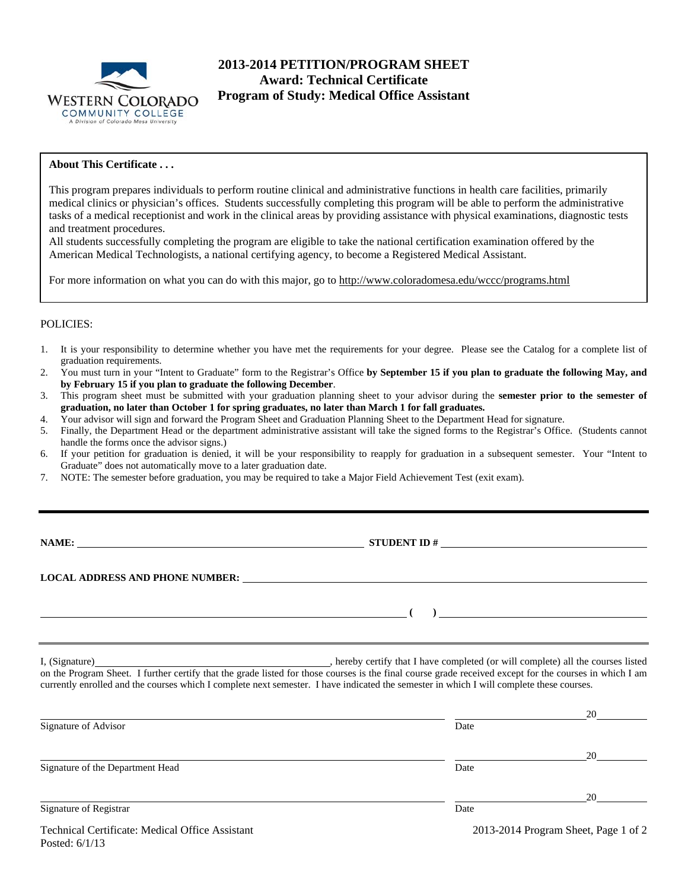WESTERN COLORADO COMMUNITY COLLEGE
A Division of Colorado Mesa University

# 2013-2014 PETITION/PROGRAM SHEET
## Award: Technical Certificate
## Program of Study: Medical Office Assistant

**About This Certificate . . .**

This program prepares individuals to perform routine clinical and administrative functions in health care facilities, primarily medical clinics or physician's offices. Students successfully completing this program will be able to perform the administrative tasks of a medical receptionist and work in the clinical areas by providing assistance with physical examinations, diagnostic tests and treatment procedures.
All students successfully completing the program are eligible to take the national certification examination offered by the American Medical Technologists, a national certifying agency, to become a Registered Medical Assistant.

For more information on what you can do with this major, go to http://www.coloradomesa.edu/wccc/programs.html

POLICIES:

1. It is your responsibility to determine whether you have met the requirements for your degree. Please see the Catalog for a complete list of graduation requirements.
2. You must turn in your "Intent to Graduate" form to the Registrar's Office **by September 15 if you plan to graduate the following May, and by February 15 if you plan to graduate the following December**.
3. This program sheet must be submitted with your graduation planning sheet to your advisor during the **semester prior to the semester of graduation, no later than October 1 for spring graduates, no later than March 1 for fall graduates.**
4. Your advisor will sign and forward the Program Sheet and Graduation Planning Sheet to the Department Head for signature.
5. Finally, the Department Head or the department administrative assistant will take the signed forms to the Registrar's Office. (Students cannot handle the forms once the advisor signs.)
6. If your petition for graduation is denied, it will be your responsibility to reapply for graduation in a subsequent semester. Your "Intent to Graduate" does not automatically move to a later graduation date.
7. NOTE: The semester before graduation, you may be required to take a Major Field Achievement Test (exit exam).

---

**NAME:** ______________________________ **STUDENT ID #** ______________________________

**LOCAL ADDRESS AND PHONE NUMBER:** ______________________________

______________________________ **( )** ______________________________

---

I, (Signature)______________________________, hereby certify that I have completed (or will complete) all the courses listed on the Program Sheet. I further certify that the grade listed for those courses is the final course grade received except for the courses in which I am currently enrolled and the courses which I complete next semester. I have indicated the semester in which I will complete these courses.

______________________________ ______________ 20______
Signature of Advisor Date

______________________________ ______________ 20______
Signature of the Department Head Date

______________________________ ______________ 20______
Signature of Registrar Date

Technical Certificate: Medical Office Assistant
Posted: 6/1/13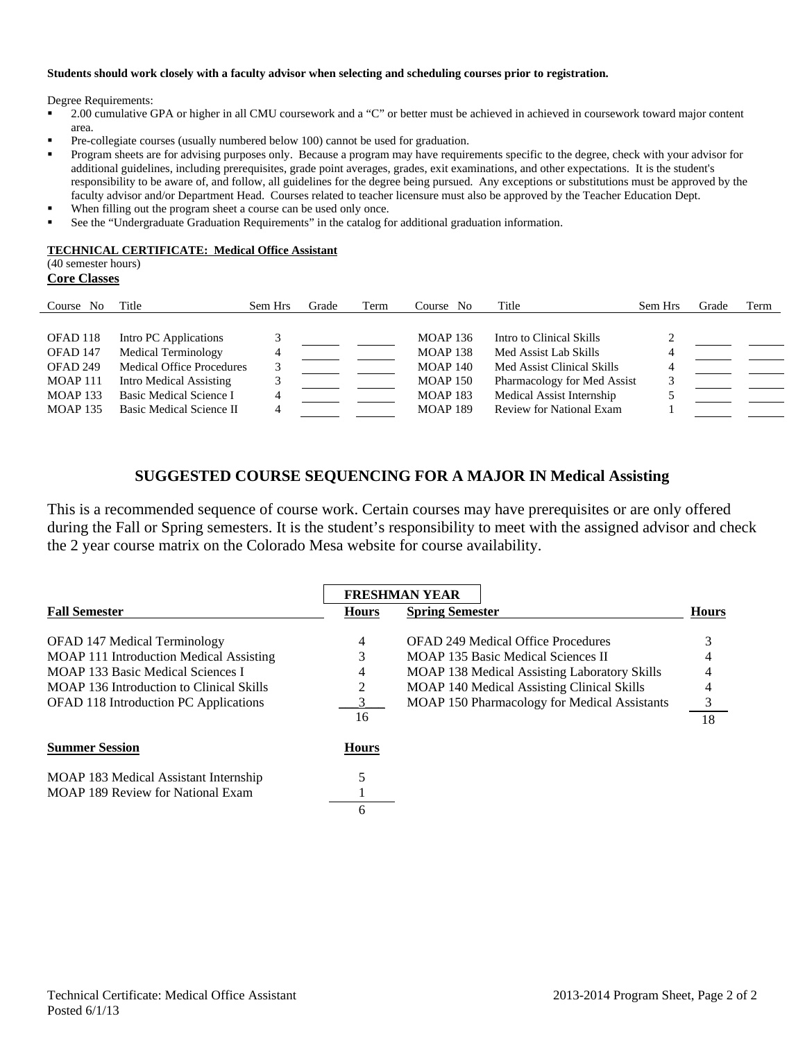**Students should work closely with a faculty advisor when selecting and scheduling courses prior to registration.**

Degree Requirements:

- 2.00 cumulative GPA or higher in all CMU coursework and a "C" or better must be achieved in achieved in coursework toward major content area.
- Pre-collegiate courses (usually numbered below 100) cannot be used for graduation.
- Program sheets are for advising purposes only. Because a program may have requirements specific to the degree, check with your advisor for additional guidelines, including prerequisites, grade point averages, grades, exit examinations, and other expectations. It is the student's responsibility to be aware of, and follow, all guidelines for the degree being pursued. Any exceptions or substitutions must be approved by the faculty advisor and/or Department Head. Courses related to teacher licensure must also be approved by the Teacher Education Dept.
- When filling out the program sheet a course can be used only once.
- See the "Undergraduate Graduation Requirements" in the catalog for additional graduation information.

**TECHNICAL CERTIFICATE: Medical Office Assistant**
(40 semester hours)

**Core Classes**

| Course No | Title | Sem Hrs | Grade | Term | Course No | Title | Sem Hrs | Grade | Term |
|---|---|---|---|---|---|---|---|---|---|
| OFAD 118 | Intro PC Applications | 3 | | | MOAP 136 | Intro to Clinical Skills | 2 | | |
| OFAD 147 | Medical Terminology | 4 | | | MOAP 138 | Med Assist Lab Skills | 4 | | |
| OFAD 249 | Medical Office Procedures | 3 | | | MOAP 140 | Med Assist Clinical Skills | 4 | | |
| MOAP 111 | Intro Medical Assisting | 3 | | | MOAP 150 | Pharmacology for Med Assist | 3 | | |
| MOAP 133 | Basic Medical Science I | 4 | | | MOAP 183 | Medical Assist Internship | 5 | | |
| MOAP 135 | Basic Medical Science II | 4 | | | MOAP 189 | Review for National Exam | 1 | | |

## SUGGESTED COURSE SEQUENCING FOR A MAJOR IN Medical Assisting

This is a recommended sequence of course work. Certain courses may have prerequisites or are only offered during the Fall or Spring semesters. It is the student's responsibility to meet with the assigned advisor and check the 2 year course matrix on the Colorado Mesa website for course availability.

**FRESHMAN YEAR**

| Fall Semester | Hours | Spring Semester | Hours |
|---|---|---|---|
| OFAD 147 Medical Terminology | 4 | OFAD 249 Medical Office Procedures | 3 |
| MOAP 111 Introduction Medical Assisting | 3 | MOAP 135 Basic Medical Sciences II | 4 |
| MOAP 133 Basic Medical Sciences I | 4 | MOAP 138 Medical Assisting Laboratory Skills | 4 |
| MOAP 136 Introduction to Clinical Skills | 2 | MOAP 140 Medical Assisting Clinical Skills | 4 |
| OFAD 118 Introduction PC Applications | 3 | MOAP 150 Pharmacology for Medical Assistants | 3 |
| | 16 | | 18 |

| Summer Session | Hours |
|---|---|
| MOAP 183 Medical Assistant Internship | 5 |
| MOAP 189 Review for National Exam | 1 |
| | 6 |

Technical Certificate: Medical Office Assistant
Posted 6/1/13

2013-2014 Program Sheet